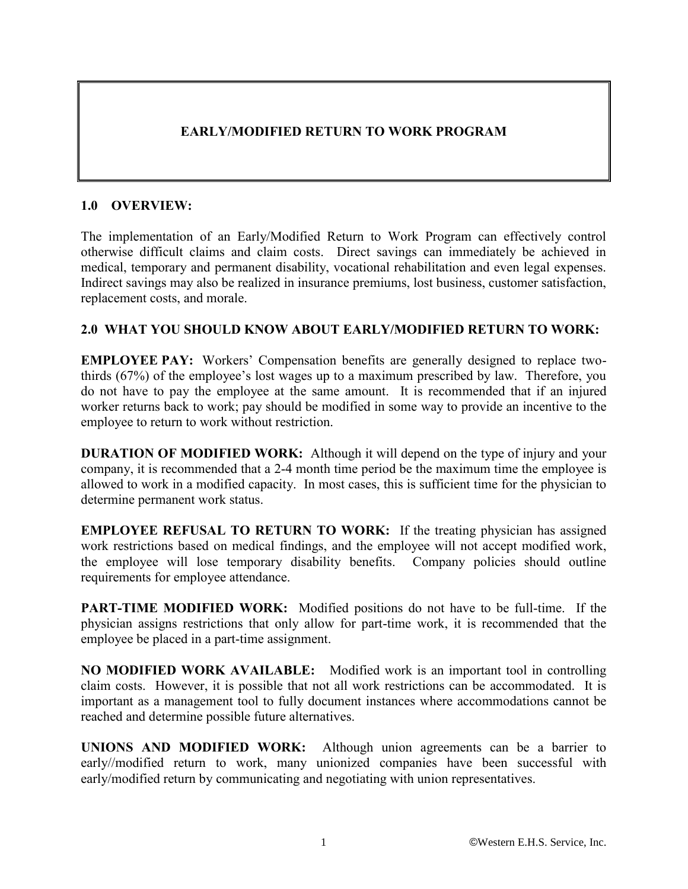# EARLY/MODIFIED RETURN TO WORK PROGRAM

## 1.0 OVERVIEW:

The implementation of an Early/Modified Return to Work Program can effectively control otherwise difficult claims and claim costs. Direct savings can immediately be achieved in medical, temporary and permanent disability, vocational rehabilitation and even legal expenses. Indirect savings may also be realized in insurance premiums, lost business, customer satisfaction, replacement costs, and morale.

## 2.0 WHAT YOU SHOULD KNOW ABOUT EARLY/MODIFIED RETURN TO WORK:

**EMPLOYEE PAY:** Workers' Compensation benefits are generally designed to replace two-thirds (67%) of the employee's lost wages up to a maximum prescribed by law. Therefore, you do not have to pay the employee at the same amount. It is recommended that if an injured worker returns back to work; pay should be modified in some way to provide an incentive to the employee to return to work without restriction.

**DURATION OF MODIFIED WORK:** Although it will depend on the type of injury and your company, it is recommended that a 2-4 month time period be the maximum time the employee is allowed to work in a modified capacity. In most cases, this is sufficient time for the physician to determine permanent work status.

**EMPLOYEE REFUSAL TO RETURN TO WORK:** If the treating physician has assigned work restrictions based on medical findings, and the employee will not accept modified work, the employee will lose temporary disability benefits. Company policies should outline requirements for employee attendance.

**PART-TIME MODIFIED WORK:** Modified positions do not have to be full-time. If the physician assigns restrictions that only allow for part-time work, it is recommended that the employee be placed in a part-time assignment.

**NO MODIFIED WORK AVAILABLE:** Modified work is an important tool in controlling claim costs. However, it is possible that not all work restrictions can be accommodated. It is important as a management tool to fully document instances where accommodations cannot be reached and determine possible future alternatives.

**UNIONS AND MODIFIED WORK:** Although union agreements can be a barrier to early//modified return to work, many unionized companies have been successful with early/modified return by communicating and negotiating with union representatives.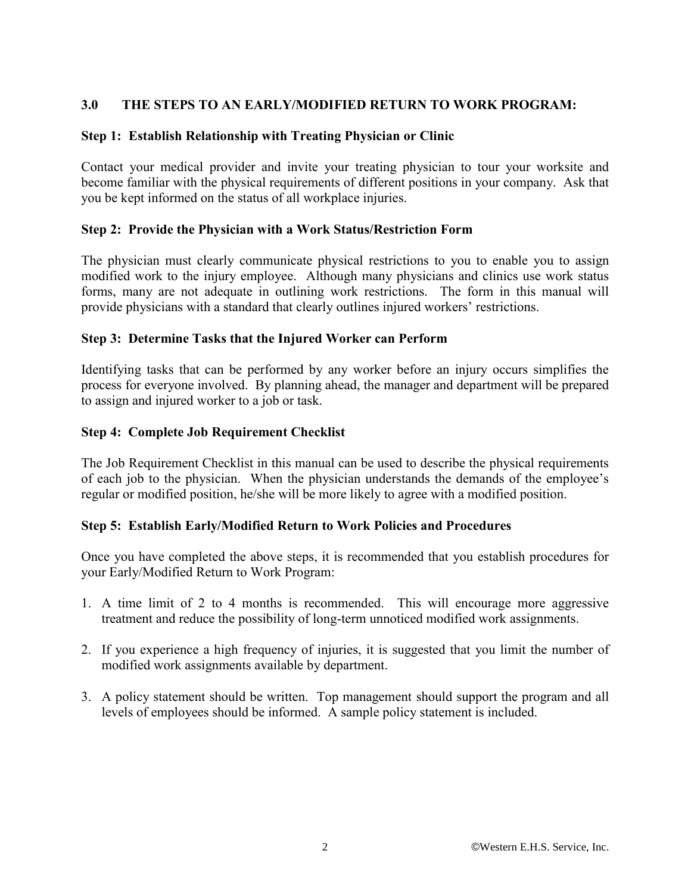## 3.0 THE STEPS TO AN EARLY/MODIFIED RETURN TO WORK PROGRAM:

### Step 1: Establish Relationship with Treating Physician or Clinic

Contact your medical provider and invite your treating physician to tour your worksite and become familiar with the physical requirements of different positions in your company. Ask that you be kept informed on the status of all workplace injuries.

### Step 2: Provide the Physician with a Work Status/Restriction Form

The physician must clearly communicate physical restrictions to you to enable you to assign modified work to the injury employee. Although many physicians and clinics use work status forms, many are not adequate in outlining work restrictions. The form in this manual will provide physicians with a standard that clearly outlines injured workers' restrictions.

### Step 3: Determine Tasks that the Injured Worker can Perform

Identifying tasks that can be performed by any worker before an injury occurs simplifies the process for everyone involved. By planning ahead, the manager and department will be prepared to assign and injured worker to a job or task.

### Step 4: Complete Job Requirement Checklist

The Job Requirement Checklist in this manual can be used to describe the physical requirements of each job to the physician. When the physician understands the demands of the employee's regular or modified position, he/she will be more likely to agree with a modified position.

### Step 5: Establish Early/Modified Return to Work Policies and Procedures

Once you have completed the above steps, it is recommended that you establish procedures for your Early/Modified Return to Work Program:

1. A time limit of 2 to 4 months is recommended. This will encourage more aggressive treatment and reduce the possibility of long-term unnoticed modified work assignments.

2. If you experience a high frequency of injuries, it is suggested that you limit the number of modified work assignments available by department.

3. A policy statement should be written. Top management should support the program and all levels of employees should be informed. A sample policy statement is included.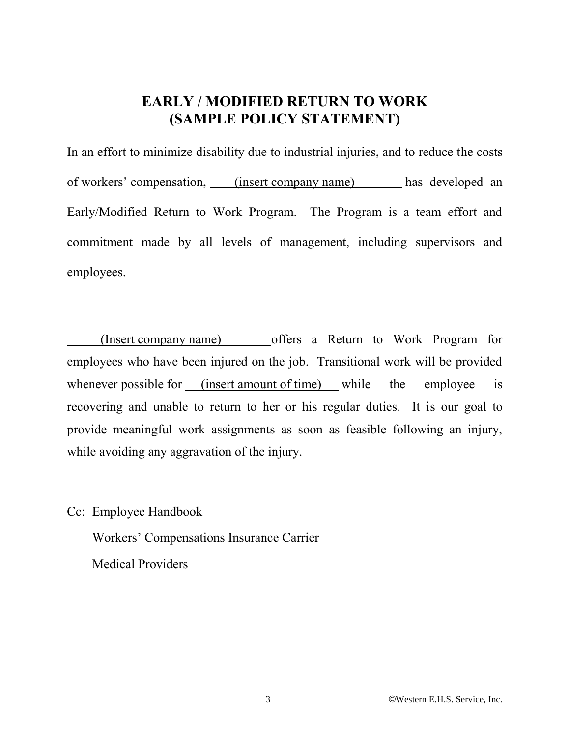# EARLY / MODIFIED RETURN TO WORK
# (SAMPLE POLICY STATEMENT)

In an effort to minimize disability due to industrial injuries, and to reduce the costs of workers' compensation, ____(insert company name)________ has developed an Early/Modified Return to Work Program. The Program is a team effort and commitment made by all levels of management, including supervisors and employees.

______(Insert company name)________offers a Return to Work Program for employees who have been injured on the job. Transitional work will be provided whenever possible for ___(insert amount of time)___ while the employee is recovering and unable to return to her or his regular duties. It is our goal to provide meaningful work assignments as soon as feasible following an injury, while avoiding any aggravation of the injury.

Cc: Employee Handbook

Workers' Compensations Insurance Carrier

Medical Providers

©Western E.H.S. Service, Inc.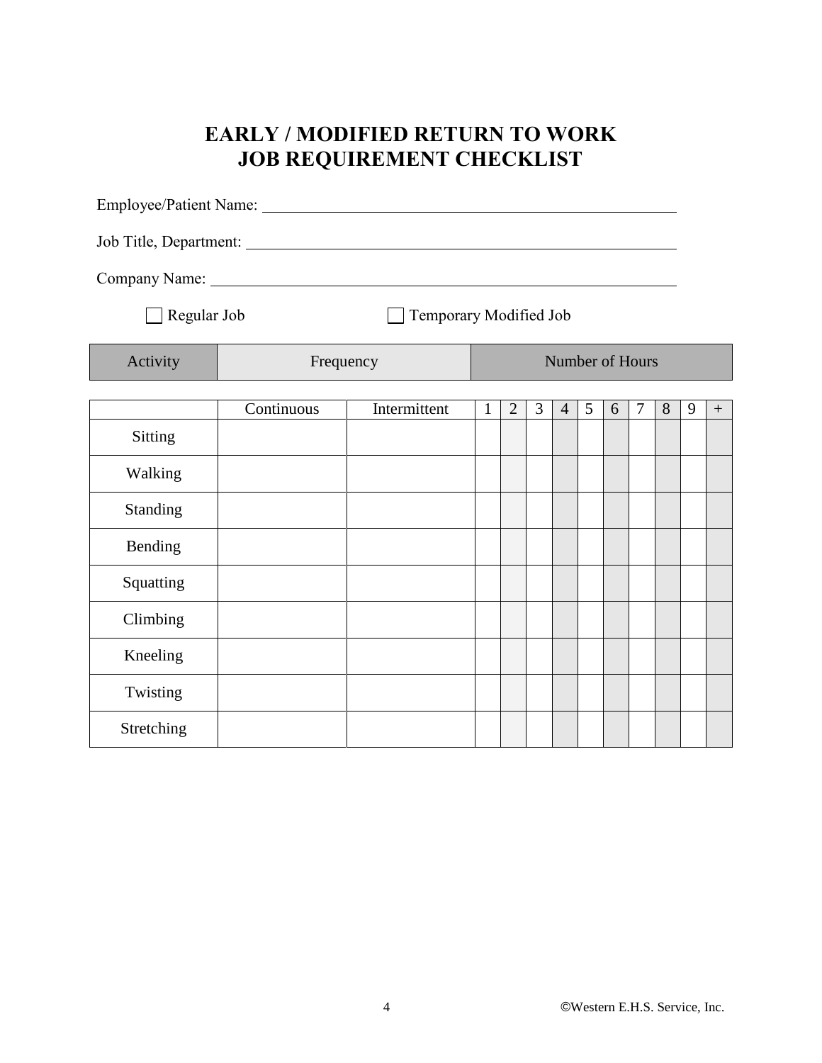# EARLY / MODIFIED RETURN TO WORK
# JOB REQUIREMENT CHECKLIST

Employee/Patient Name: ______________________________________________

Job Title, Department: ______________________________________________

Company Name: ______________________________________________

☐ Regular Job ☐ Temporary Modified Job

| Activity | Frequency | | Number of Hours | | | | | | | | | |
|---|---|---|---|---|---|---|---|---|---|---|---|---|
| | Continuous | Intermittent | 1 | 2 | 3 | 4 | 5 | 6 | 7 | 8 | 9 | + |
| Sitting | | | | | | | | | | | | |
| Walking | | | | | | | | | | | | |
| Standing | | | | | | | | | | | | |
| Bending | | | | | | | | | | | | |
| Squatting | | | | | | | | | | | | |
| Climbing | | | | | | | | | | | | |
| Kneeling | | | | | | | | | | | | |
| Twisting | | | | | | | | | | | | |
| Stretching | | | | | | | | | | | | |

©Western E.H.S. Service, Inc.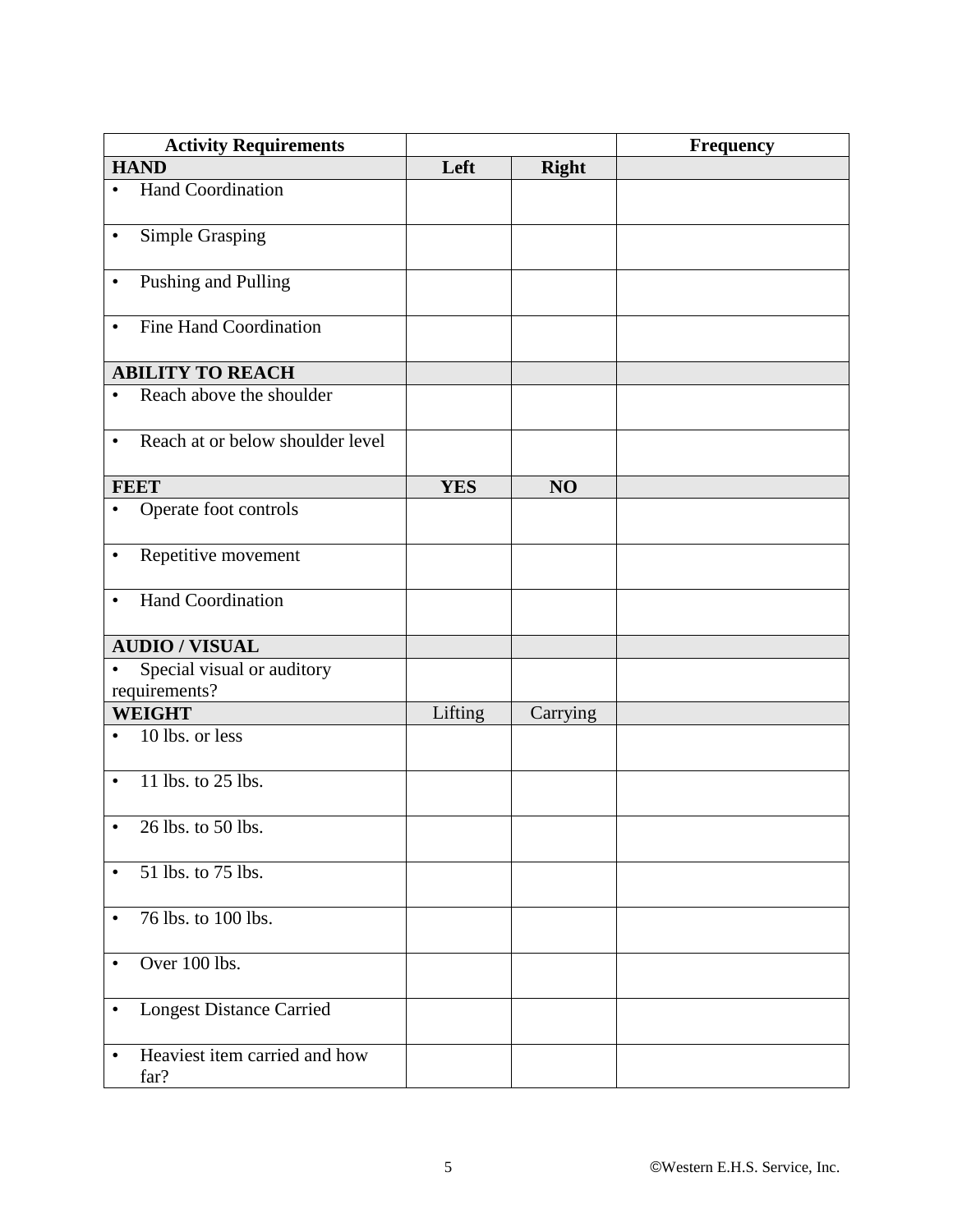| Activity Requirements | | | Frequency |
|---|---|---|---|
| **HAND** | **Left** | **Right** | |
| • Hand Coordination | | | |
| • Simple Grasping | | | |
| • Pushing and Pulling | | | |
| • Fine Hand Coordination | | | |
| **ABILITY TO REACH** | | | |
| • Reach above the shoulder | | | |
| • Reach at or below shoulder level | | | |
| **FEET** | **YES** | **NO** | |
| • Operate foot controls | | | |
| • Repetitive movement | | | |
| • Hand Coordination | | | |
| **AUDIO / VISUAL** | | | |
| • Special visual or auditory requirements? | | | |
| **WEIGHT** | Lifting | Carrying | |
| • 10 lbs. or less | | | |
| • 11 lbs. to 25 lbs. | | | |
| • 26 lbs. to 50 lbs. | | | |
| • 51 lbs. to 75 lbs. | | | |
| • 76 lbs. to 100 lbs. | | | |
| • Over 100 lbs. | | | |
| • Longest Distance Carried | | | |
| • Heaviest item carried and how far? | | | |

©Western E.H.S. Service, Inc.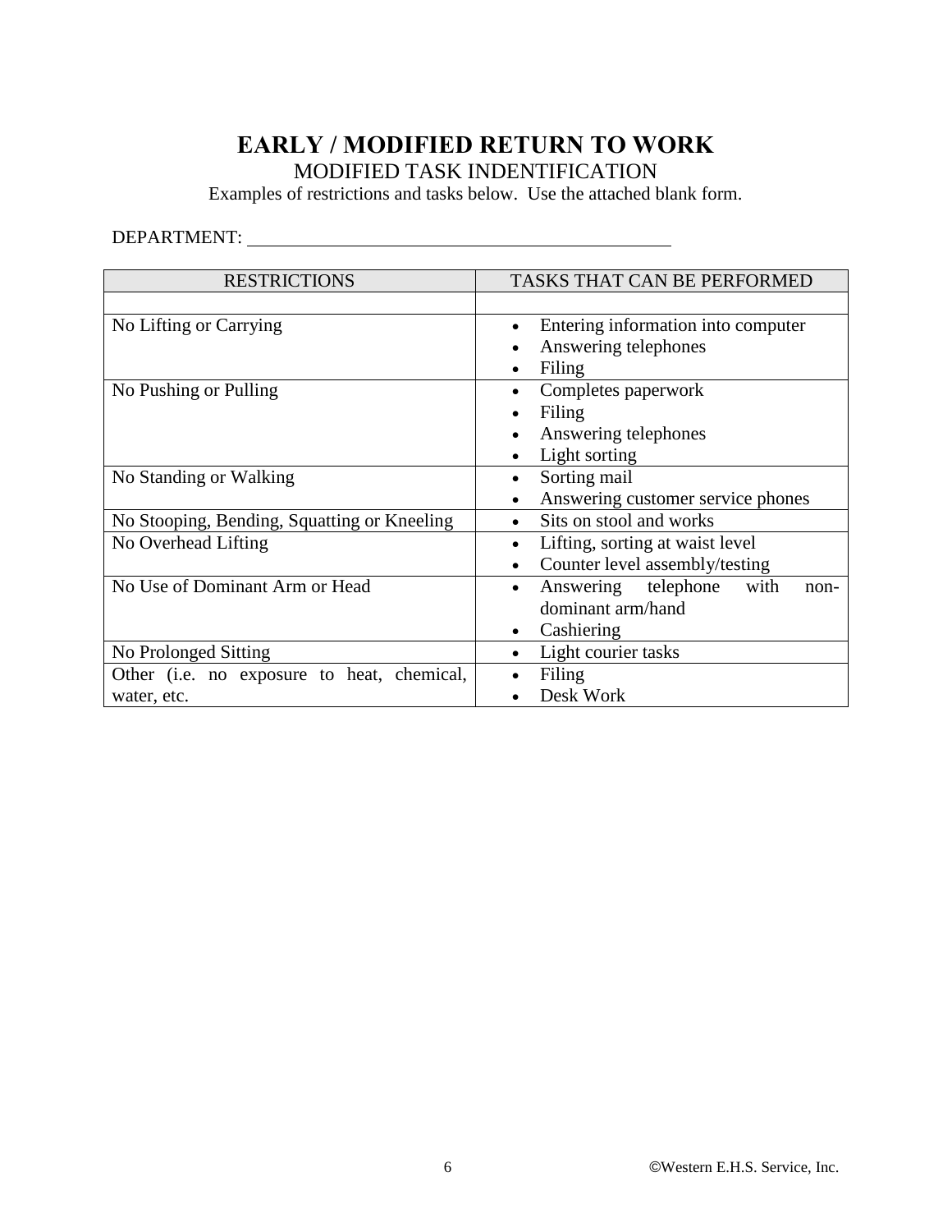# EARLY / MODIFIED RETURN TO WORK

MODIFIED TASK INDENTIFICATION

Examples of restrictions and tasks below. Use the attached blank form.

DEPARTMENT: ______________________________________________

| RESTRICTIONS | TASKS THAT CAN BE PERFORMED |
| --- | --- |
| | |
| No Lifting or Carrying | • Entering information into computer<br>• Answering telephones<br>• Filing |
| No Pushing or Pulling | • Completes paperwork<br>• Filing<br>• Answering telephones<br>• Light sorting |
| No Standing or Walking | • Sorting mail<br>• Answering customer service phones |
| No Stooping, Bending, Squatting or Kneeling | • Sits on stool and works |
| No Overhead Lifting | • Lifting, sorting at waist level<br>• Counter level assembly/testing |
| No Use of Dominant Arm or Head | • Answering telephone with non-dominant arm/hand<br>• Cashiering |
| No Prolonged Sitting | • Light courier tasks |
| Other (i.e. no exposure to heat, chemical, water, etc. | • Filing<br>• Desk Work |

©Western E.H.S. Service, Inc.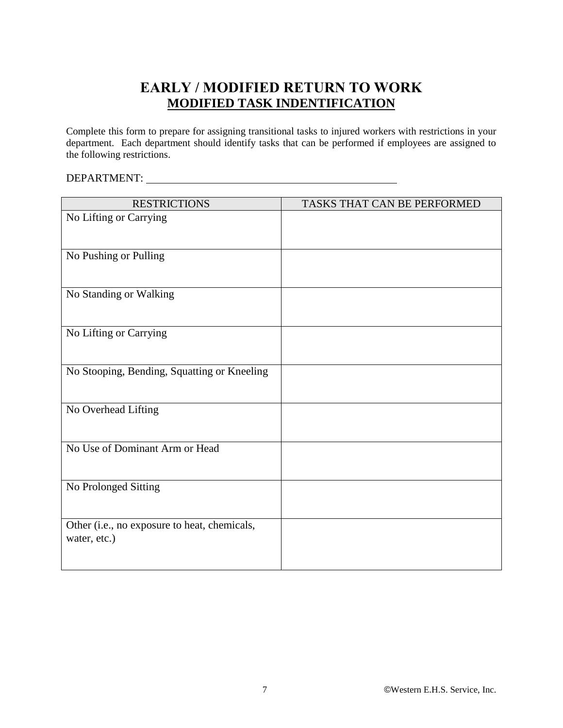# EARLY / MODIFIED RETURN TO WORK

## MODIFIED TASK INDENTIFICATION

Complete this form to prepare for assigning transitional tasks to injured workers with restrictions in your department. Each department should identify tasks that can be performed if employees are assigned to the following restrictions.

DEPARTMENT: ______________________________________________

| RESTRICTIONS | TASKS THAT CAN BE PERFORMED |
|---|---|
| No Lifting or Carrying | |
| No Pushing or Pulling | |
| No Standing or Walking | |
| No Lifting or Carrying | |
| No Stooping, Bending, Squatting or Kneeling | |
| No Overhead Lifting | |
| No Use of Dominant Arm or Head | |
| No Prolonged Sitting | |
| Other (i.e., no exposure to heat, chemicals, water, etc.) | |

©Western E.H.S. Service, Inc.